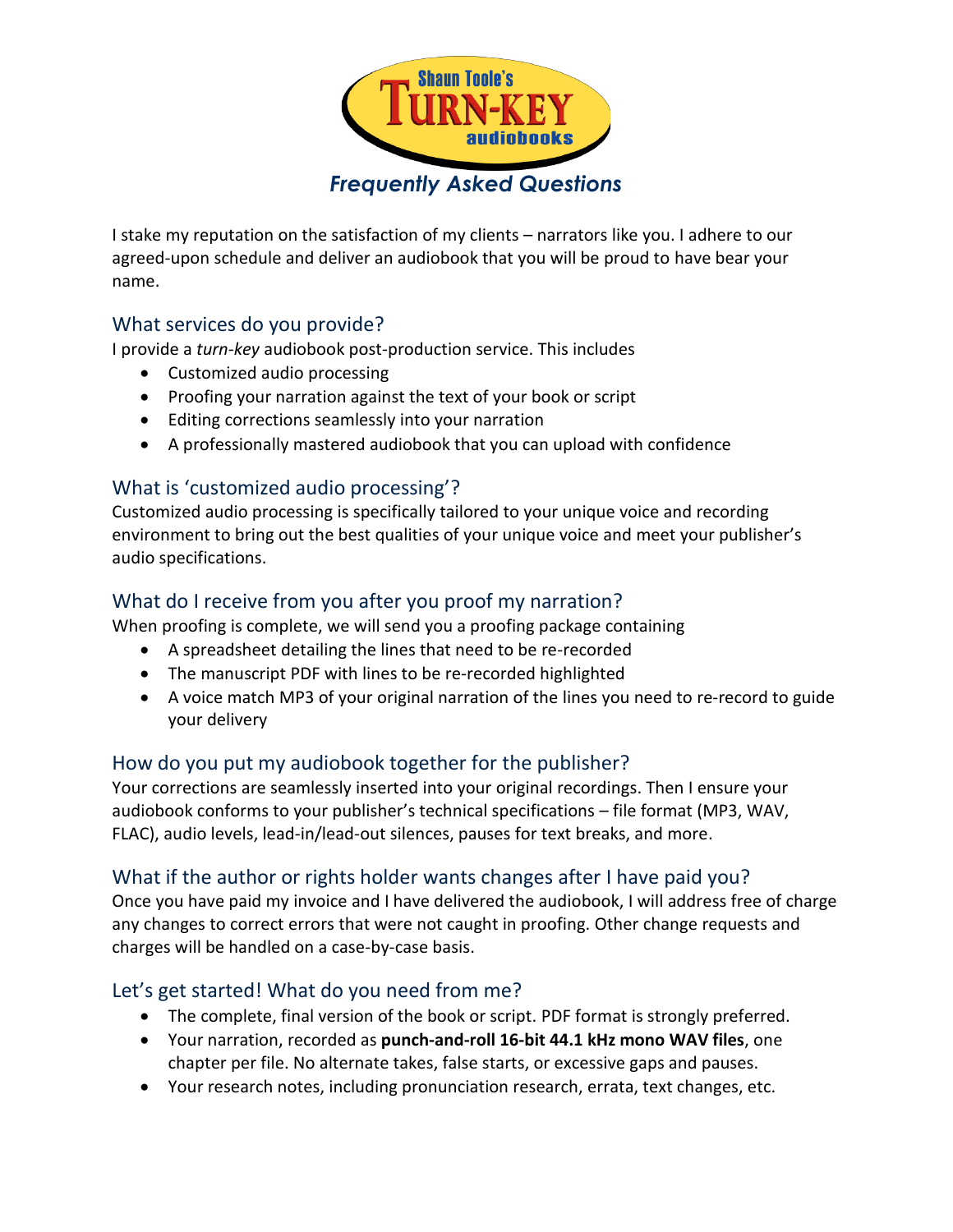# Shaun Toole's TURN-KEY audiobooks

## *Frequently Asked Questions*

I stake my reputation on the satisfaction of my clients – narrators like you. I adhere to our agreed-upon schedule and deliver an audiobook that you will be proud to have bear your name.

## What services do you provide?

I provide a *turn-key* audiobook post-production service. This includes

- Customized audio processing
- Proofing your narration against the text of your book or script
- Editing corrections seamlessly into your narration
- A professionally mastered audiobook that you can upload with confidence

## What is 'customized audio processing'?

Customized audio processing is specifically tailored to your unique voice and recording environment to bring out the best qualities of your unique voice and meet your publisher's audio specifications.

## What do I receive from you after you proof my narration?

When proofing is complete, we will send you a proofing package containing

- A spreadsheet detailing the lines that need to be re-recorded
- The manuscript PDF with lines to be re-recorded highlighted
- A voice match MP3 of your original narration of the lines you need to re-record to guide your delivery

## How do you put my audiobook together for the publisher?

Your corrections are seamlessly inserted into your original recordings. Then I ensure your audiobook conforms to your publisher's technical specifications – file format (MP3, WAV, FLAC), audio levels, lead-in/lead-out silences, pauses for text breaks, and more.

## What if the author or rights holder wants changes after I have paid you?

Once you have paid my invoice and I have delivered the audiobook, I will address free of charge any changes to correct errors that were not caught in proofing. Other change requests and charges will be handled on a case-by-case basis.

## Let's get started! What do you need from me?

- The complete, final version of the book or script. PDF format is strongly preferred.
- Your narration, recorded as **punch-and-roll 16-bit 44.1 kHz mono WAV files**, one chapter per file. No alternate takes, false starts, or excessive gaps and pauses.
- Your research notes, including pronunciation research, errata, text changes, etc.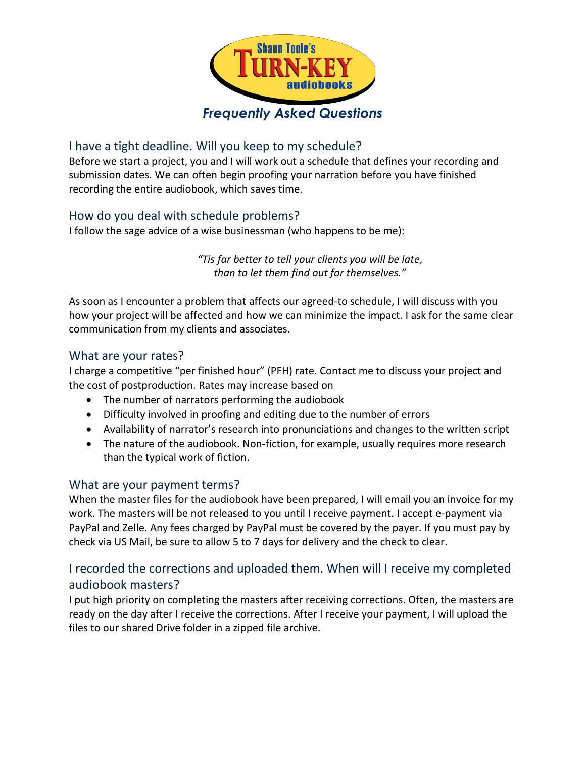Shaun Toole's TURN-KEY audiobooks

# *Frequently Asked Questions*

## I have a tight deadline. Will you keep to my schedule?

Before we start a project, you and I will work out a schedule that defines your recording and submission dates. We can often begin proofing your narration before you have finished recording the entire audiobook, which saves time.

## How do you deal with schedule problems?

I follow the sage advice of a wise businessman (who happens to be me):

> *"Tis far better to tell your clients you will be late, than to let them find out for themselves."*

As soon as I encounter a problem that affects our agreed-to schedule, I will discuss with you how your project will be affected and how we can minimize the impact. I ask for the same clear communication from my clients and associates.

## What are your rates?

I charge a competitive "per finished hour" (PFH) rate. Contact me to discuss your project and the cost of postproduction. Rates may increase based on

- The number of narrators performing the audiobook
- Difficulty involved in proofing and editing due to the number of errors
- Availability of narrator's research into pronunciations and changes to the written script
- The nature of the audiobook. Non-fiction, for example, usually requires more research than the typical work of fiction.

## What are your payment terms?

When the master files for the audiobook have been prepared, I will email you an invoice for my work. The masters will be not released to you until I receive payment. I accept e-payment via PayPal and Zelle. Any fees charged by PayPal must be covered by the payer. If you must pay by check via US Mail, be sure to allow 5 to 7 days for delivery and the check to clear.

## I recorded the corrections and uploaded them. When will I receive my completed audiobook masters?

I put high priority on completing the masters after receiving corrections. Often, the masters are ready on the day after I receive the corrections. After I receive your payment, I will upload the files to our shared Drive folder in a zipped file archive.